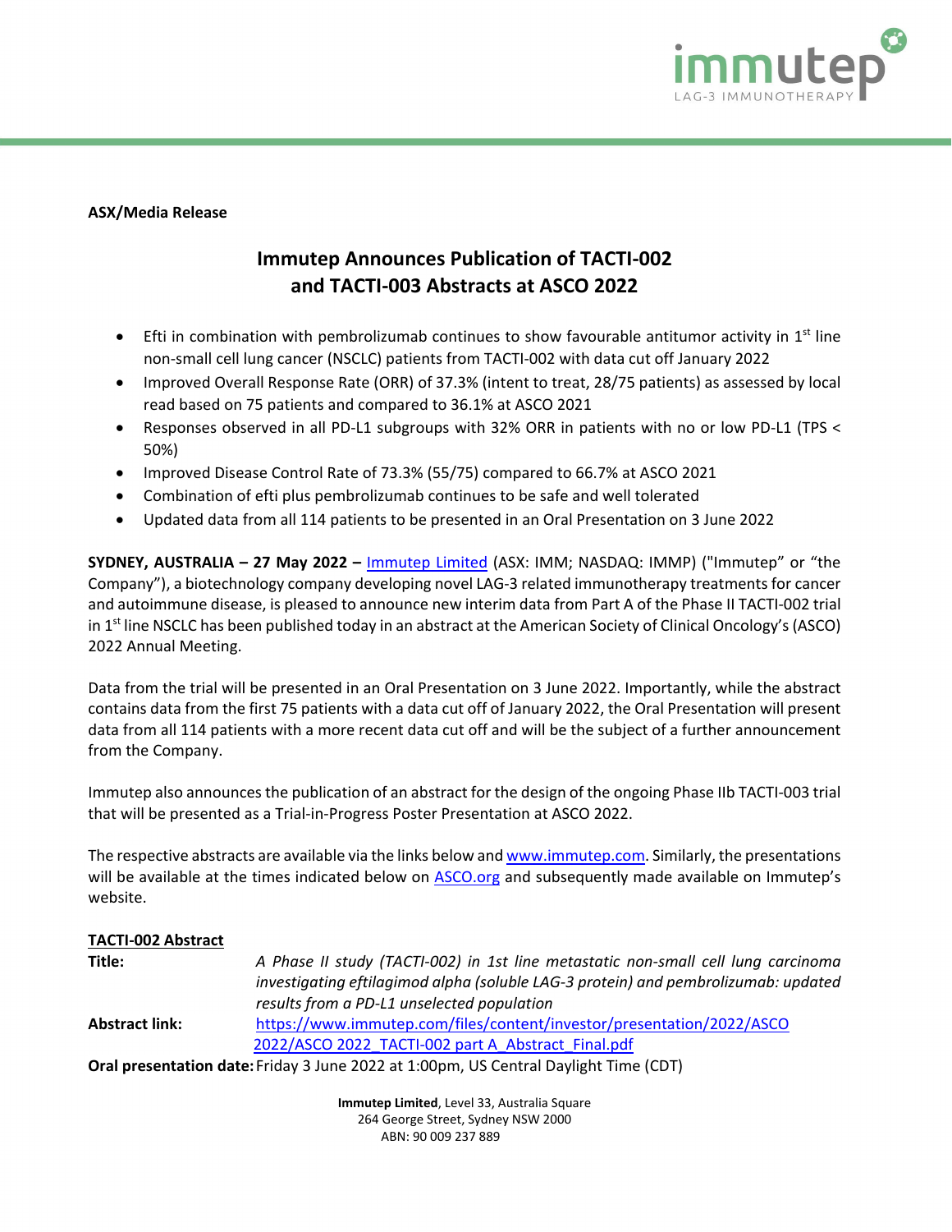**ASX/Media Release**

# Immutep Announces Publication of TACTI-002 and TACTI-003 Abstracts at ASCO 2022

- Efti in combination with pembrolizumab continues to show favourable antitumor activity in 1st line non-small cell lung cancer (NSCLC) patients from TACTI-002 with data cut off January 2022
- Improved Overall Response Rate (ORR) of 37.3% (intent to treat, 28/75 patients) as assessed by local read based on 75 patients and compared to 36.1% at ASCO 2021
- Responses observed in all PD-L1 subgroups with 32% ORR in patients with no or low PD-L1 (TPS < 50%)
- Improved Disease Control Rate of 73.3% (55/75) compared to 66.7% at ASCO 2021
- Combination of efti plus pembrolizumab continues to be safe and well tolerated
- Updated data from all 114 patients to be presented in an Oral Presentation on 3 June 2022

**SYDNEY, AUSTRALIA – 27 May 2022 –** Immutep Limited (ASX: IMM; NASDAQ: IMMP) ("Immutep" or "the Company"), a biotechnology company developing novel LAG-3 related immunotherapy treatments for cancer and autoimmune disease, is pleased to announce new interim data from Part A of the Phase II TACTI-002 trial in 1st line NSCLC has been published today in an abstract at the American Society of Clinical Oncology's (ASCO) 2022 Annual Meeting.

Data from the trial will be presented in an Oral Presentation on 3 June 2022. Importantly, while the abstract contains data from the first 75 patients with a data cut off of January 2022, the Oral Presentation will present data from all 114 patients with a more recent data cut off and will be the subject of a further announcement from the Company.

Immutep also announces the publication of an abstract for the design of the ongoing Phase IIb TACTI-003 trial that will be presented as a Trial-in-Progress Poster Presentation at ASCO 2022.

The respective abstracts are available via the links below and www.immutep.com. Similarly, the presentations will be available at the times indicated below on ASCO.org and subsequently made available on Immutep's website.

**TACTI-002 Abstract**

**Title:** *A Phase II study (TACTI-002) in 1st line metastatic non-small cell lung carcinoma investigating eftilagimod alpha (soluble LAG-3 protein) and pembrolizumab: updated results from a PD-L1 unselected population*

**Abstract link:** https://www.immutep.com/files/content/investor/presentation/2022/ASCO 2022/ASCO 2022_TACTI-002 part A_Abstract_Final.pdf

**Oral presentation date:** Friday 3 June 2022 at 1:00pm, US Central Daylight Time (CDT)

**Immutep Limited**, Level 33, Australia Square
264 George Street, Sydney NSW 2000
ABN: 90 009 237 889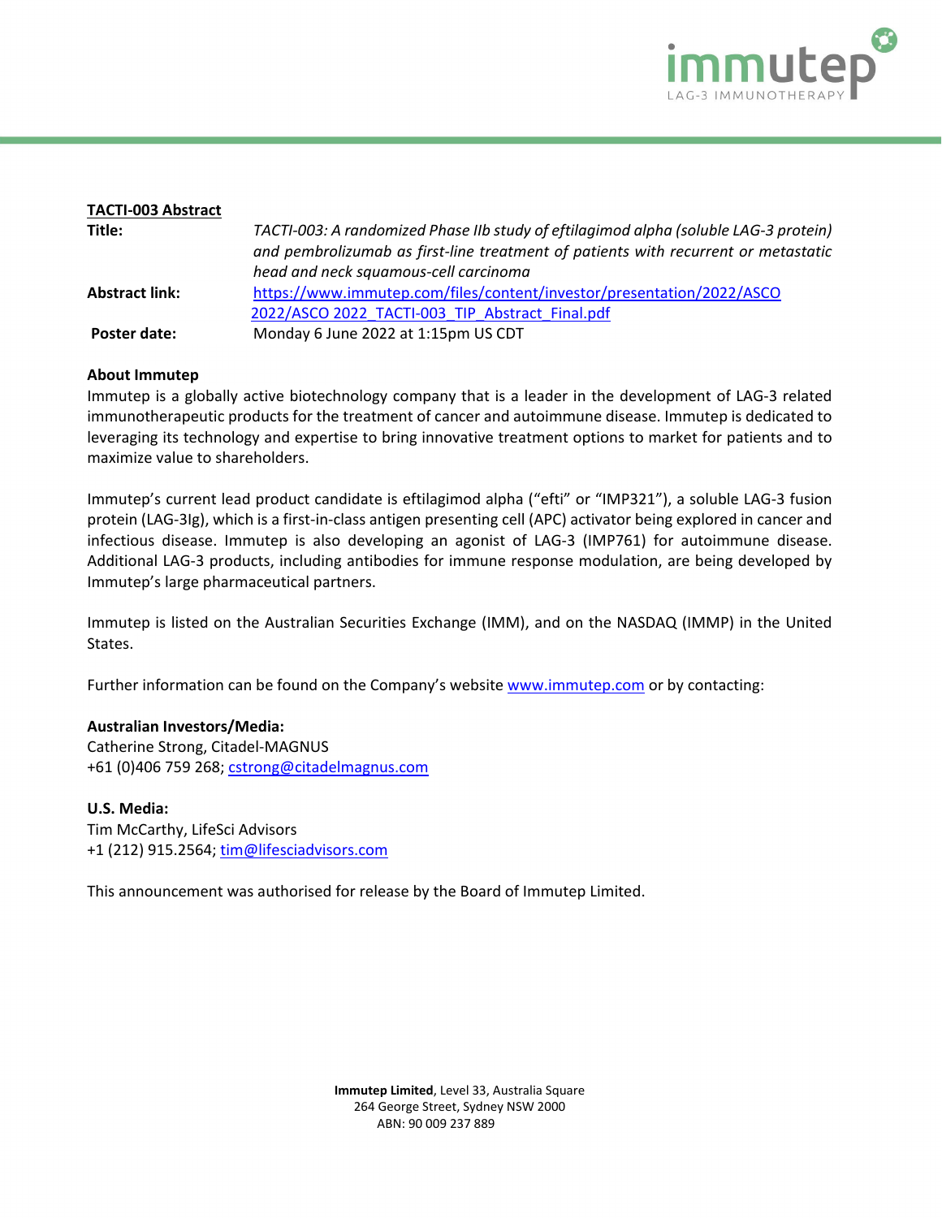**TACTI-003 Abstract**

**Title:** *TACTI-003: A randomized Phase IIb study of eftilagimod alpha (soluble LAG-3 protein) and pembrolizumab as first-line treatment of patients with recurrent or metastatic head and neck squamous-cell carcinoma*

**Abstract link:** https://www.immutep.com/files/content/investor/presentation/2022/ASCO 2022/ASCO 2022_TACTI-003_TIP_Abstract_Final.pdf

**Poster date:** Monday 6 June 2022 at 1:15pm US CDT

**About Immutep**

Immutep is a globally active biotechnology company that is a leader in the development of LAG-3 related immunotherapeutic products for the treatment of cancer and autoimmune disease. Immutep is dedicated to leveraging its technology and expertise to bring innovative treatment options to market for patients and to maximize value to shareholders.

Immutep's current lead product candidate is eftilagimod alpha ("efti" or "IMP321"), a soluble LAG-3 fusion protein (LAG-3Ig), which is a first-in-class antigen presenting cell (APC) activator being explored in cancer and infectious disease. Immutep is also developing an agonist of LAG-3 (IMP761) for autoimmune disease. Additional LAG-3 products, including antibodies for immune response modulation, are being developed by Immutep's large pharmaceutical partners.

Immutep is listed on the Australian Securities Exchange (IMM), and on the NASDAQ (IMMP) in the United States.

Further information can be found on the Company's website www.immutep.com or by contacting:

**Australian Investors/Media:**
Catherine Strong, Citadel-MAGNUS
+61 (0)406 759 268; cstrong@citadelmagnus.com

**U.S. Media:**
Tim McCarthy, LifeSci Advisors
+1 (212) 915.2564; tim@lifesciadvisors.com

This announcement was authorised for release by the Board of Immutep Limited.

**Immutep Limited**, Level 33, Australia Square
264 George Street, Sydney NSW 2000
ABN: 90 009 237 889